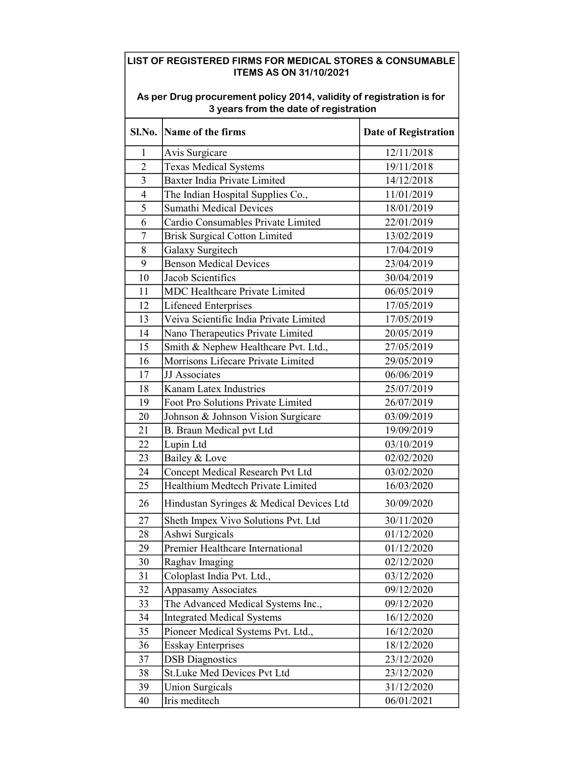**LIST OF REGISTERED FIRMS FOR MEDICAL STORES & CONSUMABLE ITEMS AS ON 31/10/2021**

**As per Drug procurement policy 2014, validity of registration is for 3 years from the date of registration**

| Sl.No. | Name of the firms | Date of Registration |
|---|---|---|
| 1 | Avis Surgicare | 12/11/2018 |
| 2 | Texas Medical Systems | 19/11/2018 |
| 3 | Baxter India Private Limited | 14/12/2018 |
| 4 | The Indian Hospital Supplies Co., | 11/01/2019 |
| 5 | Sumathi Medical Devices | 18/01/2019 |
| 6 | Cardio Consumables Private Limited | 22/01/2019 |
| 7 | Brisk Surgical Cotton Limited | 13/02/2019 |
| 8 | Galaxy Surgitech | 17/04/2019 |
| 9 | Benson Medical Devices | 23/04/2019 |
| 10 | Jacob Scientifics | 30/04/2019 |
| 11 | MDC Healthcare Private Limited | 06/05/2019 |
| 12 | Lifeneed Enterprises | 17/05/2019 |
| 13 | Veiva Scientific India Private Limited | 17/05/2019 |
| 14 | Nano Therapeutics Private Limited | 20/05/2019 |
| 15 | Smith & Nephew Healthcare Pvt. Ltd., | 27/05/2019 |
| 16 | Morrisons Lifecare Private Limited | 29/05/2019 |
| 17 | JJ Associates | 06/06/2019 |
| 18 | Kanam Latex Industries | 25/07/2019 |
| 19 | Foot Pro Solutions Private Limited | 26/07/2019 |
| 20 | Johnson & Johnson Vision Surgicare | 03/09/2019 |
| 21 | B. Braun Medical pvt Ltd | 19/09/2019 |
| 22 | Lupin Ltd | 03/10/2019 |
| 23 | Bailey & Love | 02/02/2020 |
| 24 | Concept Medical Research Pvt Ltd | 03/02/2020 |
| 25 | Healthium Medtech Private Limited | 16/03/2020 |
| 26 | Hindustan Syringes & Medical Devices Ltd | 30/09/2020 |
| 27 | Sheth Impex Vivo Solutions Pvt. Ltd | 30/11/2020 |
| 28 | Ashwi Surgicals | 01/12/2020 |
| 29 | Premier Healthcare International | 01/12/2020 |
| 30 | Raghav Imaging | 02/12/2020 |
| 31 | Coloplast India Pvt. Ltd., | 03/12/2020 |
| 32 | Appasamy Associates | 09/12/2020 |
| 33 | The Advanced Medical Systems Inc., | 09/12/2020 |
| 34 | Integrated Medical Systems | 16/12/2020 |
| 35 | Pioneer Medical Systems Pvt. Ltd., | 16/12/2020 |
| 36 | Esskay Enterprises | 18/12/2020 |
| 37 | DSB Diagnostics | 23/12/2020 |
| 38 | St.Luke Med Devices Pvt Ltd | 23/12/2020 |
| 39 | Union Surgicals | 31/12/2020 |
| 40 | Iris meditech | 06/01/2021 |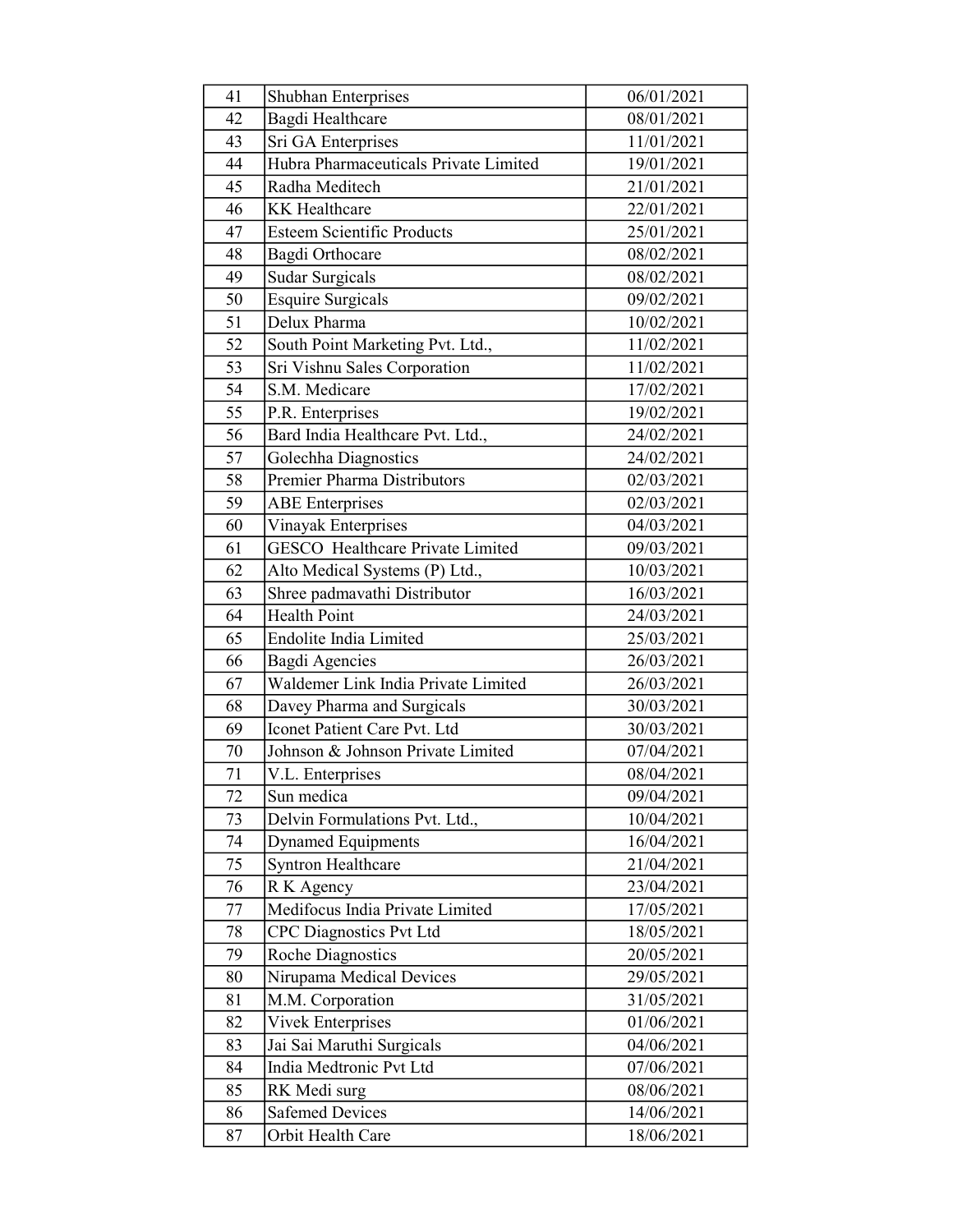| 41 | Shubhan Enterprises | 06/01/2021 |
|---|---|---|
| 42 | Bagdi Healthcare | 08/01/2021 |
| 43 | Sri GA Enterprises | 11/01/2021 |
| 44 | Hubra Pharmaceuticals Private Limited | 19/01/2021 |
| 45 | Radha Meditech | 21/01/2021 |
| 46 | KK Healthcare | 22/01/2021 |
| 47 | Esteem Scientific Products | 25/01/2021 |
| 48 | Bagdi Orthocare | 08/02/2021 |
| 49 | Sudar Surgicals | 08/02/2021 |
| 50 | Esquire Surgicals | 09/02/2021 |
| 51 | Delux Pharma | 10/02/2021 |
| 52 | South Point Marketing Pvt. Ltd., | 11/02/2021 |
| 53 | Sri Vishnu Sales Corporation | 11/02/2021 |
| 54 | S.M. Medicare | 17/02/2021 |
| 55 | P.R. Enterprises | 19/02/2021 |
| 56 | Bard India Healthcare Pvt. Ltd., | 24/02/2021 |
| 57 | Golechha Diagnostics | 24/02/2021 |
| 58 | Premier Pharma Distributors | 02/03/2021 |
| 59 | ABE Enterprises | 02/03/2021 |
| 60 | Vinayak Enterprises | 04/03/2021 |
| 61 | GESCO Healthcare Private Limited | 09/03/2021 |
| 62 | Alto Medical Systems (P) Ltd., | 10/03/2021 |
| 63 | Shree padmavathi Distributor | 16/03/2021 |
| 64 | Health Point | 24/03/2021 |
| 65 | Endolite India Limited | 25/03/2021 |
| 66 | Bagdi Agencies | 26/03/2021 |
| 67 | Waldemer Link India Private Limited | 26/03/2021 |
| 68 | Davey Pharma and Surgicals | 30/03/2021 |
| 69 | Iconet Patient Care Pvt. Ltd | 30/03/2021 |
| 70 | Johnson & Johnson Private Limited | 07/04/2021 |
| 71 | V.L. Enterprises | 08/04/2021 |
| 72 | Sun medica | 09/04/2021 |
| 73 | Delvin Formulations Pvt. Ltd., | 10/04/2021 |
| 74 | Dynamed Equipments | 16/04/2021 |
| 75 | Syntron Healthcare | 21/04/2021 |
| 76 | R K Agency | 23/04/2021 |
| 77 | Medifocus India Private Limited | 17/05/2021 |
| 78 | CPC Diagnostics Pvt Ltd | 18/05/2021 |
| 79 | Roche Diagnostics | 20/05/2021 |
| 80 | Nirupama Medical Devices | 29/05/2021 |
| 81 | M.M. Corporation | 31/05/2021 |
| 82 | Vivek Enterprises | 01/06/2021 |
| 83 | Jai Sai Maruthi Surgicals | 04/06/2021 |
| 84 | India Medtronic Pvt Ltd | 07/06/2021 |
| 85 | RK Medi surg | 08/06/2021 |
| 86 | Safemed Devices | 14/06/2021 |
| 87 | Orbit Health Care | 18/06/2021 |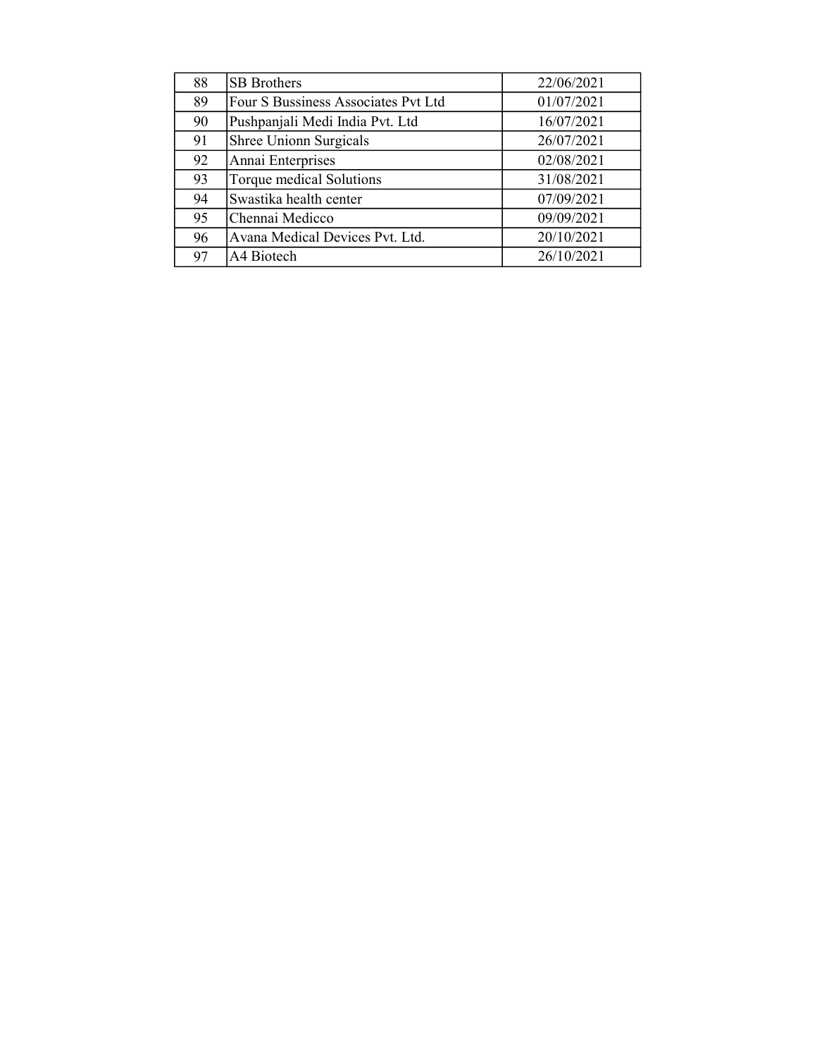| | | |
|---|---|---|
| 88 | SB Brothers | 22/06/2021 |
| 89 | Four S Bussiness Associates Pvt Ltd | 01/07/2021 |
| 90 | Pushpanjali Medi India Pvt. Ltd | 16/07/2021 |
| 91 | Shree Unionn Surgicals | 26/07/2021 |
| 92 | Annai Enterprises | 02/08/2021 |
| 93 | Torque medical Solutions | 31/08/2021 |
| 94 | Swastika health center | 07/09/2021 |
| 95 | Chennai Medicco | 09/09/2021 |
| 96 | Avana Medical Devices Pvt. Ltd. | 20/10/2021 |
| 97 | A4 Biotech | 26/10/2021 |